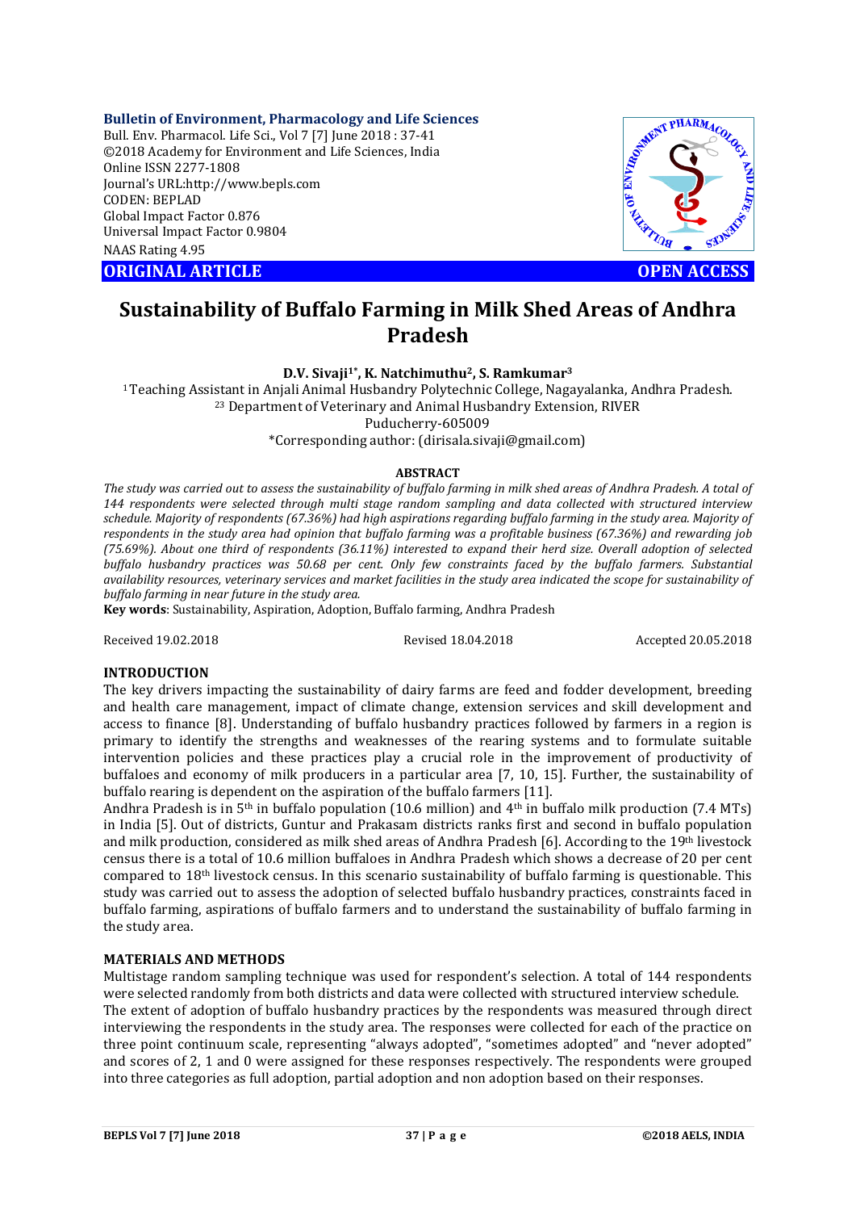**ORIGINAL ARTICLE** **OPEN ACCESS**

# Sustainability of Buffalo Farming in Milk Shed Areas of Andhra Pradesh

**D.V. Sivaji[1*], K. Natchimuthu[2], S. Ramkumar[3]**

[1]Teaching Assistant in Anjali Animal Husbandry Polytechnic College, Nagayalanka, Andhra Pradesh.
[23] Department of Veterinary and Animal Husbandry Extension, RIVER
Puducherry-605009
*Corresponding author: (dirisala.sivaji@gmail.com)

**ABSTRACT**

*The study was carried out to assess the sustainability of buffalo farming in milk shed areas of Andhra Pradesh. A total of 144 respondents were selected through multi stage random sampling and data collected with structured interview schedule. Majority of respondents (67.36%) had high aspirations regarding buffalo farming in the study area. Majority of respondents in the study area had opinion that buffalo farming was a profitable business (67.36%) and rewarding job (75.69%). About one third of respondents (36.11%) interested to expand their herd size. Overall adoption of selected buffalo husbandry practices was 50.68 per cent. Only few constraints faced by the buffalo farmers. Substantial availability resources, veterinary services and market facilities in the study area indicated the scope for sustainability of buffalo farming in near future in the study area.*

**Key words**: Sustainability, Aspiration, Adoption, Buffalo farming, Andhra Pradesh

Received 19.02.2018 Revised 18.04.2018 Accepted 20.05.2018

## INTRODUCTION

The key drivers impacting the sustainability of dairy farms are feed and fodder development, breeding and health care management, impact of climate change, extension services and skill development and access to finance [8]. Understanding of buffalo husbandry practices followed by farmers in a region is primary to identify the strengths and weaknesses of the rearing systems and to formulate suitable intervention policies and these practices play a crucial role in the improvement of productivity of buffaloes and economy of milk producers in a particular area [7, 10, 15]. Further, the sustainability of buffalo rearing is dependent on the aspiration of the buffalo farmers [11].

Andhra Pradesh is in 5th in buffalo population (10.6 million) and 4th in buffalo milk production (7.4 MTs) in India [5]. Out of districts, Guntur and Prakasam districts ranks first and second in buffalo population and milk production, considered as milk shed areas of Andhra Pradesh [6]. According to the 19th livestock census there is a total of 10.6 million buffaloes in Andhra Pradesh which shows a decrease of 20 per cent compared to 18th livestock census. In this scenario sustainability of buffalo farming is questionable. This study was carried out to assess the adoption of selected buffalo husbandry practices, constraints faced in buffalo farming, aspirations of buffalo farmers and to understand the sustainability of buffalo farming in the study area.

## MATERIALS AND METHODS

Multistage random sampling technique was used for respondent's selection. A total of 144 respondents were selected randomly from both districts and data were collected with structured interview schedule.

The extent of adoption of buffalo husbandry practices by the respondents was measured through direct interviewing the respondents in the study area. The responses were collected for each of the practice on three point continuum scale, representing "always adopted", "sometimes adopted" and "never adopted" and scores of 2, 1 and 0 were assigned for these responses respectively. The respondents were grouped into three categories as full adoption, partial adoption and non adoption based on their responses.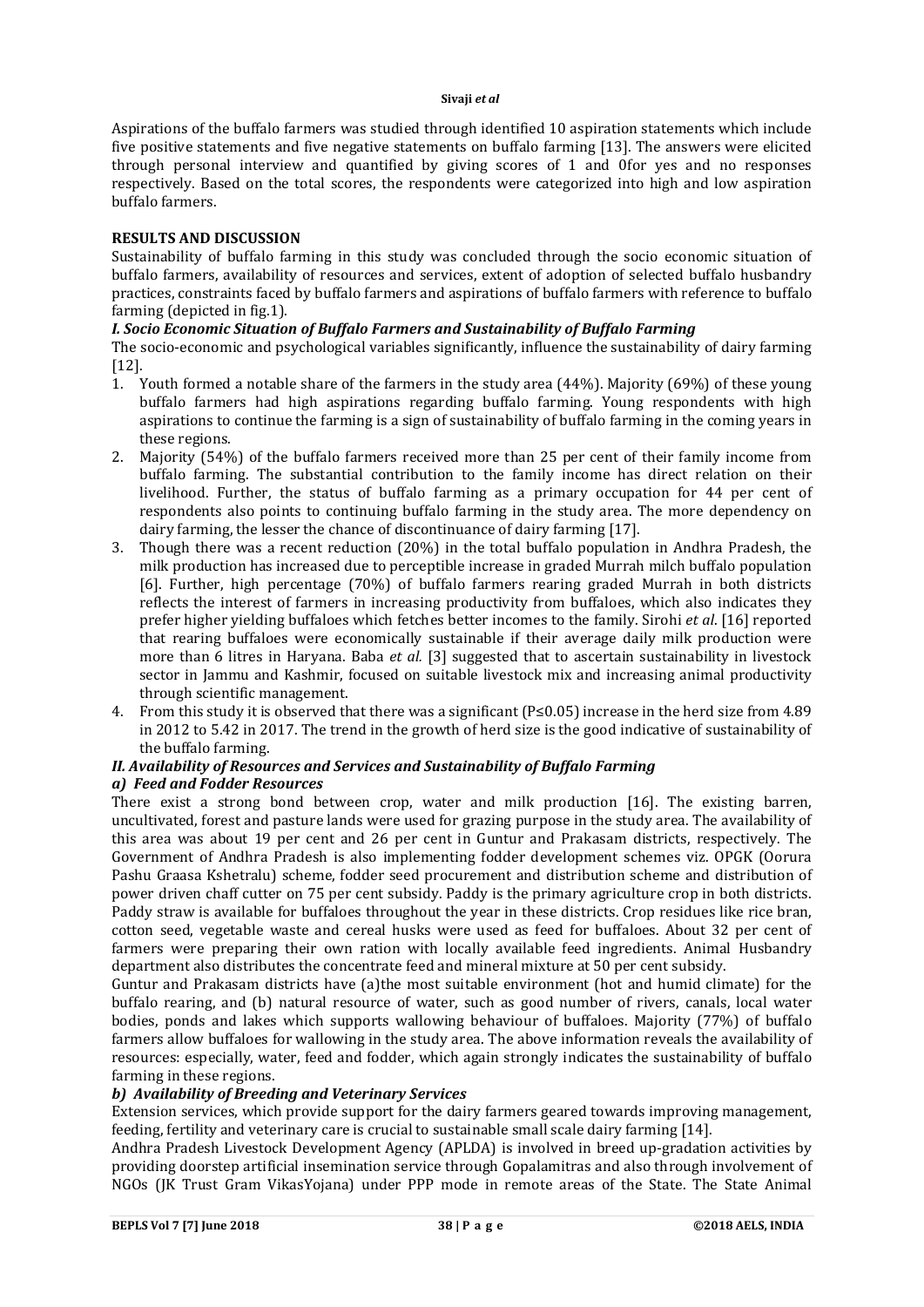Aspirations of the buffalo farmers was studied through identified 10 aspiration statements which include five positive statements and five negative statements on buffalo farming [13]. The answers were elicited through personal interview and quantified by giving scores of 1 and 0for yes and no responses respectively. Based on the total scores, the respondents were categorized into high and low aspiration buffalo farmers.

## RESULTS AND DISCUSSION

Sustainability of buffalo farming in this study was concluded through the socio economic situation of buffalo farmers, availability of resources and services, extent of adoption of selected buffalo husbandry practices, constraints faced by buffalo farmers and aspirations of buffalo farmers with reference to buffalo farming (depicted in fig.1).

### *I. Socio Economic Situation of Buffalo Farmers and Sustainability of Buffalo Farming*

The socio-economic and psychological variables significantly, influence the sustainability of dairy farming [12].

1. Youth formed a notable share of the farmers in the study area (44%). Majority (69%) of these young buffalo farmers had high aspirations regarding buffalo farming. Young respondents with high aspirations to continue the farming is a sign of sustainability of buffalo farming in the coming years in these regions.
2. Majority (54%) of the buffalo farmers received more than 25 per cent of their family income from buffalo farming. The substantial contribution to the family income has direct relation on their livelihood. Further, the status of buffalo farming as a primary occupation for 44 per cent of respondents also points to continuing buffalo farming in the study area. The more dependency on dairy farming, the lesser the chance of discontinuance of dairy farming [17].
3. Though there was a recent reduction (20%) in the total buffalo population in Andhra Pradesh, the milk production has increased due to perceptible increase in graded Murrah milch buffalo population [6]. Further, high percentage (70%) of buffalo farmers rearing graded Murrah in both districts reflects the interest of farmers in increasing productivity from buffaloes, which also indicates they prefer higher yielding buffaloes which fetches better incomes to the family. Sirohi *et al*. [16] reported that rearing buffaloes were economically sustainable if their average daily milk production were more than 6 litres in Haryana. Baba *et al.* [3] suggested that to ascertain sustainability in livestock sector in Jammu and Kashmir, focused on suitable livestock mix and increasing animal productivity through scientific management.
4. From this study it is observed that there was a significant ($P \leq 0.05$) increase in the herd size from 4.89 in 2012 to 5.42 in 2017. The trend in the growth of herd size is the good indicative of sustainability of the buffalo farming.

### *II. Availability of Resources and Services and Sustainability of Buffalo Farming*

#### *a) Feed and Fodder Resources*

There exist a strong bond between crop, water and milk production [16]. The existing barren, uncultivated, forest and pasture lands were used for grazing purpose in the study area. The availability of this area was about 19 per cent and 26 per cent in Guntur and Prakasam districts, respectively. The Government of Andhra Pradesh is also implementing fodder development schemes viz. OPGK (Oorura Pashu Graasa Kshetralu) scheme, fodder seed procurement and distribution scheme and distribution of power driven chaff cutter on 75 per cent subsidy. Paddy is the primary agriculture crop in both districts. Paddy straw is available for buffaloes throughout the year in these districts. Crop residues like rice bran, cotton seed, vegetable waste and cereal husks were used as feed for buffaloes. About 32 per cent of farmers were preparing their own ration with locally available feed ingredients. Animal Husbandry department also distributes the concentrate feed and mineral mixture at 50 per cent subsidy.

Guntur and Prakasam districts have (a)the most suitable environment (hot and humid climate) for the buffalo rearing, and (b) natural resource of water, such as good number of rivers, canals, local water bodies, ponds and lakes which supports wallowing behaviour of buffaloes. Majority (77%) of buffalo farmers allow buffaloes for wallowing in the study area. The above information reveals the availability of resources: especially, water, feed and fodder, which again strongly indicates the sustainability of buffalo farming in these regions.

#### *b) Availability of Breeding and Veterinary Services*

Extension services, which provide support for the dairy farmers geared towards improving management, feeding, fertility and veterinary care is crucial to sustainable small scale dairy farming [14].

Andhra Pradesh Livestock Development Agency (APLDA) is involved in breed up-gradation activities by providing doorstep artificial insemination service through Gopalamitras and also through involvement of NGOs (JK Trust Gram VikasYojana) under PPP mode in remote areas of the State. The State Animal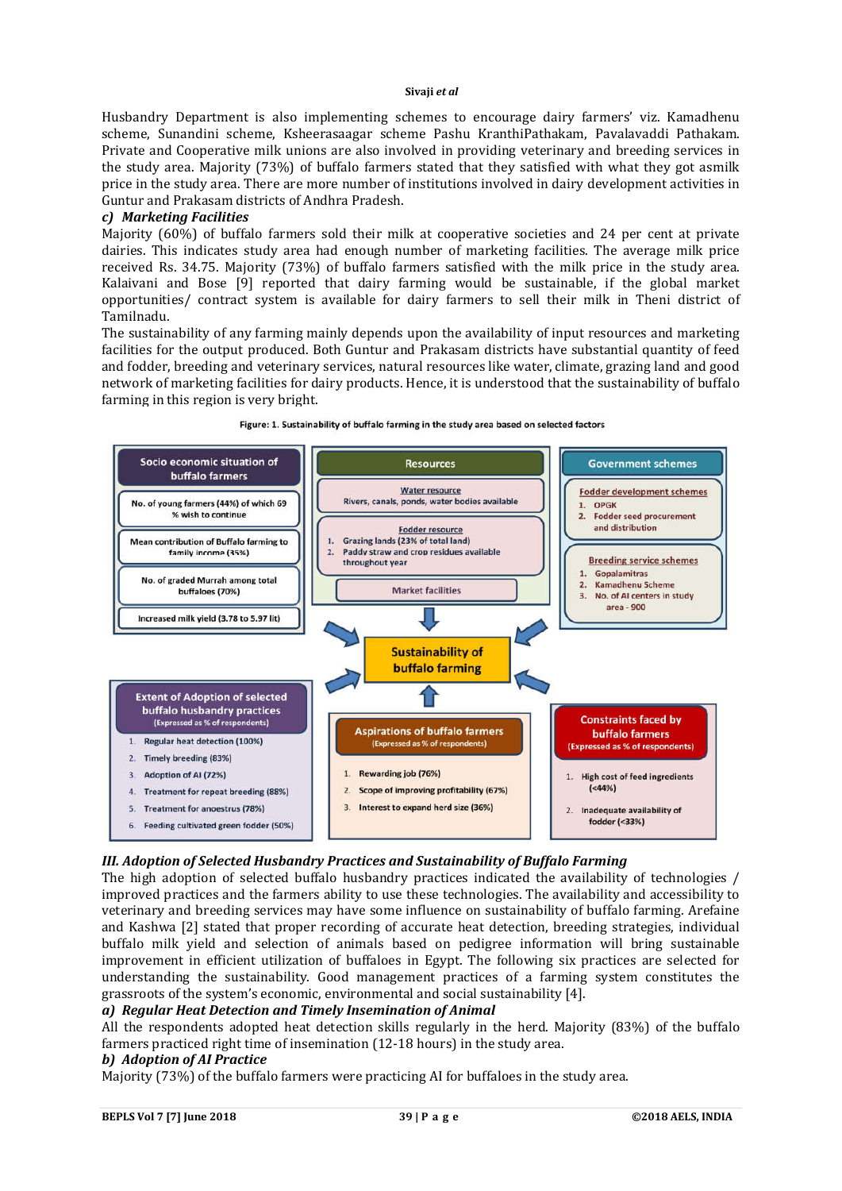Husbandry Department is also implementing schemes to encourage dairy farmers' viz. Kamadhenu scheme, Sunandini scheme, Ksheerasaagar scheme Pashu KranthiPathakam, Pavalavaddi Pathakam. Private and Cooperative milk unions are also involved in providing veterinary and breeding services in the study area. Majority (73%) of buffalo farmers stated that they satisfied with what they got asmilk price in the study area. There are more number of institutions involved in dairy development activities in Guntur and Prakasam districts of Andhra Pradesh.

### *c) Marketing Facilities*

Majority (60%) of buffalo farmers sold their milk at cooperative societies and 24 per cent at private dairies. This indicates study area had enough number of marketing facilities. The average milk price received Rs. 34.75. Majority (73%) of buffalo farmers satisfied with the milk price in the study area. Kalaivani and Bose [9] reported that dairy farming would be sustainable, if the global market opportunities/ contract system is available for dairy farmers to sell their milk in Theni district of Tamilnadu.

The sustainability of any farming mainly depends upon the availability of input resources and marketing facilities for the output produced. Both Guntur and Prakasam districts have substantial quantity of feed and fodder, breeding and veterinary services, natural resources like water, climate, grazing land and good network of marketing facilities for dairy products. Hence, it is understood that the sustainability of buffalo farming in this region is very bright.

**Figure: 1. Sustainability of buffalo farming in the study area based on selected factors**

**Socio economic situation of buffalo farmers**
- No. of young farmers (44%) of which 69 % wish to continue
- Mean contribution of Buffalo farming to family income (35%)
- No. of graded Murrah among total buffaloes (70%)
- Increased milk yield (3.78 to 5.97 lit)

**Resources**
- Water resource: Rivers, canals, ponds, water bodies available
- Fodder resource:
  1. Grazing lands (23% of total land)
  2. Paddy straw and crop residues available throughout year
- Market facilities

**Government schemes**
- Fodder development schemes
  1. OPGK
  2. Fodder seed procurement and distribution
- Breeding service schemes
  1. Gopalamitras
  2. Kamadhenu Scheme
  3. No. of AI centers in study area - 900

**Sustainability of buffalo farming**

**Extent of Adoption of selected buffalo husbandry practices** (Expressed as % of respondents)
1. Regular heat detection (100%)
2. Timely breeding (83%)
3. Adoption of AI (72%)
4. Treatment for repeat breeding (88%)
5. Treatment for anoestrus (78%)
6. Feeding cultivated green fodder (50%)

**Aspirations of buffalo farmers** (Expressed as % of respondents)
1. Rewarding job (76%)
2. Scope of improving profitability (67%)
3. Interest to expand herd size (36%)

**Constraints faced by buffalo farmers** (Expressed as % of respondents)
1. High cost of feed ingredients (<44%)
2. Inadequate availability of fodder (<33%)

### *III. Adoption of Selected Husbandry Practices and Sustainability of Buffalo Farming*

The high adoption of selected buffalo husbandry practices indicated the availability of technologies / improved practices and the farmers ability to use these technologies. The availability and accessibility to veterinary and breeding services may have some influence on sustainability of buffalo farming. Arefaine and Kashwa [2] stated that proper recording of accurate heat detection, breeding strategies, individual buffalo milk yield and selection of animals based on pedigree information will bring sustainable improvement in efficient utilization of buffaloes in Egypt. The following six practices are selected for understanding the sustainability. Good management practices of a farming system constitutes the grassroots of the system's economic, environmental and social sustainability [4].

### *a) Regular Heat Detection and Timely Insemination of Animal*

All the respondents adopted heat detection skills regularly in the herd. Majority (83%) of the buffalo farmers practiced right time of insemination (12-18 hours) in the study area.

### *b) Adoption of AI Practice*

Majority (73%) of the buffalo farmers were practicing AI for buffaloes in the study area.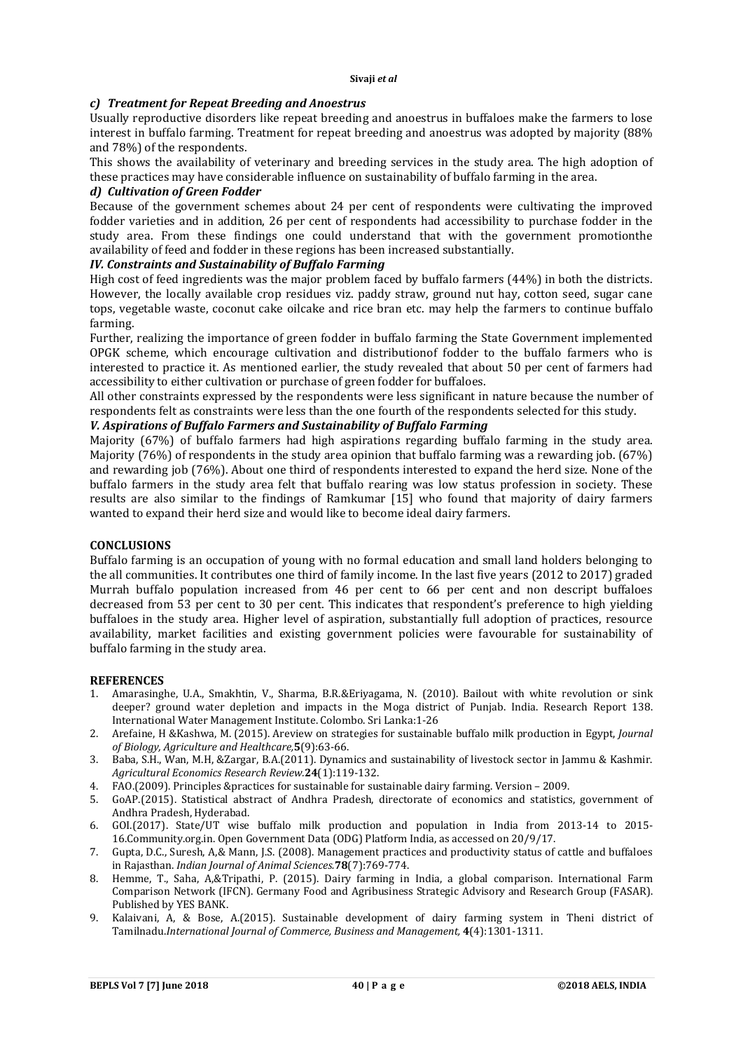### *c) Treatment for Repeat Breeding and Anoestrus*

Usually reproductive disorders like repeat breeding and anoestrus in buffaloes make the farmers to lose interest in buffalo farming. Treatment for repeat breeding and anoestrus was adopted by majority (88% and 78%) of the respondents.

This shows the availability of veterinary and breeding services in the study area. The high adoption of these practices may have considerable influence on sustainability of buffalo farming in the area.

### *d) Cultivation of Green Fodder*

Because of the government schemes about 24 per cent of respondents were cultivating the improved fodder varieties and in addition, 26 per cent of respondents had accessibility to purchase fodder in the study area. From these findings one could understand that with the government promotionthe availability of feed and fodder in these regions has been increased substantially.

### *IV. Constraints and Sustainability of Buffalo Farming*

High cost of feed ingredients was the major problem faced by buffalo farmers (44%) in both the districts. However, the locally available crop residues viz. paddy straw, ground nut hay, cotton seed, sugar cane tops, vegetable waste, coconut cake oilcake and rice bran etc. may help the farmers to continue buffalo farming.

Further, realizing the importance of green fodder in buffalo farming the State Government implemented OPGK scheme, which encourage cultivation and distributionof fodder to the buffalo farmers who is interested to practice it. As mentioned earlier, the study revealed that about 50 per cent of farmers had accessibility to either cultivation or purchase of green fodder for buffaloes.

All other constraints expressed by the respondents were less significant in nature because the number of respondents felt as constraints were less than the one fourth of the respondents selected for this study.

### *V. Aspirations of Buffalo Farmers and Sustainability of Buffalo Farming*

Majority (67%) of buffalo farmers had high aspirations regarding buffalo farming in the study area. Majority (76%) of respondents in the study area opinion that buffalo farming was a rewarding job. (67%) and rewarding job (76%). About one third of respondents interested to expand the herd size. None of the buffalo farmers in the study area felt that buffalo rearing was low status profession in society. These results are also similar to the findings of Ramkumar [15] who found that majority of dairy farmers wanted to expand their herd size and would like to become ideal dairy farmers.

## CONCLUSIONS

Buffalo farming is an occupation of young with no formal education and small land holders belonging to the all communities. It contributes one third of family income. In the last five years (2012 to 2017) graded Murrah buffalo population increased from 46 per cent to 66 per cent and non descript buffaloes decreased from 53 per cent to 30 per cent. This indicates that respondent's preference to high yielding buffaloes in the study area. Higher level of aspiration, substantially full adoption of practices, resource availability, market facilities and existing government policies were favourable for sustainability of buffalo farming in the study area.

## REFERENCES

1. Amarasinghe, U.A., Smakhtin, V., Sharma, B.R.&Eriyagama, N. (2010). Bailout with white revolution or sink deeper? ground water depletion and impacts in the Moga district of Punjab. India. Research Report 138. International Water Management Institute. Colombo. Sri Lanka:1-26
2. Arefaine, H &Kashwa, M. (2015). Areview on strategies for sustainable buffalo milk production in Egypt, *Journal of Biology, Agriculture and Healthcare,***5**(9):63-66.
3. Baba, S.H., Wan, M.H, &Zargar, B.A.(2011). Dynamics and sustainability of livestock sector in Jammu & Kashmir. *Agricultural Economics Research Review.***24**(1):119-132.
4. FAO.(2009). Principles &practices for sustainable for sustainable dairy farming. Version – 2009.
5. GoAP.(2015). Statistical abstract of Andhra Pradesh, directorate of economics and statistics, government of Andhra Pradesh, Hyderabad.
6. GOI.(2017). State/UT wise buffalo milk production and population in India from 2013-14 to 2015-16.Community.org.in. Open Government Data (ODG) Platform India, as accessed on 20/9/17.
7. Gupta, D.C., Suresh, A,& Mann, J.S. (2008). Management practices and productivity status of cattle and buffaloes in Rajasthan. *Indian Journal of Animal Sciences.***78**(7):769-774.
8. Hemme, T., Saha, A,&Tripathi, P. (2015). Dairy farming in India, a global comparison. International Farm Comparison Network (IFCN). Germany Food and Agribusiness Strategic Advisory and Research Group (FASAR). Published by YES BANK.
9. Kalaivani, A, & Bose, A.(2015). Sustainable development of dairy farming system in Theni district of Tamilnadu.*International Journal of Commerce, Business and Management,* **4**(4):1301-1311.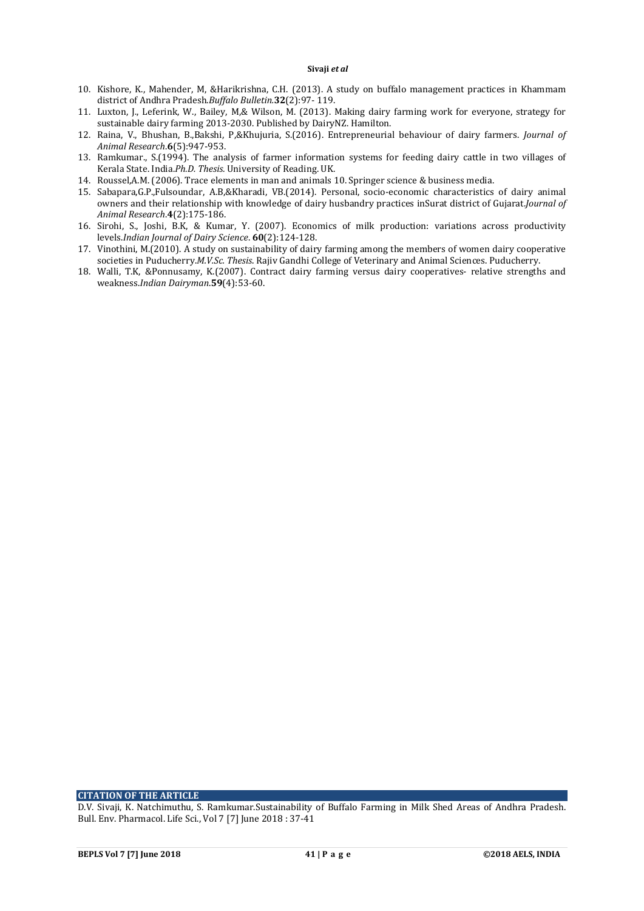10. Kishore, K., Mahender, M, &Harikrishna, C.H. (2013). A study on buffalo management practices in Khammam district of Andhra Pradesh.*Buffalo Bulletin.***32**(2):97- 119.
11. Luxton, J., Leferink, W., Bailey, M,& Wilson, M. (2013). Making dairy farming work for everyone, strategy for sustainable dairy farming 2013-2030. Published by DairyNZ. Hamilton.
12. Raina, V., Bhushan, B.,Bakshi, P,&Khujuria, S.(2016). Entrepreneurial behaviour of dairy farmers. *Journal of Animal Research*.**6**(5):947-953.
13. Ramkumar., S.(1994). The analysis of farmer information systems for feeding dairy cattle in two villages of Kerala State. India.*Ph.D. Thesis*. University of Reading. UK.
14. Roussel,A.M. (2006). Trace elements in man and animals 10. Springer science & business media.
15. Sabapara,G.P.,Fulsoundar, A.B,&Kharadi, VB.(2014). Personal, socio-economic characteristics of dairy animal owners and their relationship with knowledge of dairy husbandry practices inSurat district of Gujarat.*Journal of Animal Research*.**4**(2):175-186.
16. Sirohi, S., Joshi, B.K, & Kumar, Y. (2007). Economics of milk production: variations across productivity levels.*Indian Journal of Dairy Science*. **60**(2):124-128.
17. Vinothini, M.(2010). A study on sustainability of dairy farming among the members of women dairy cooperative societies in Puducherry.*M.V.Sc. Thesis*. Rajiv Gandhi College of Veterinary and Animal Sciences. Puducherry.
18. Walli, T.K, &Ponnusamy, K.(2007). Contract dairy farming versus dairy cooperatives- relative strengths and weakness.*Indian Dairyman*.**59**(4):53-60.

**CITATION OF THE ARTICLE**

D.V. Sivaji, K. Natchimuthu, S. Ramkumar.Sustainability of Buffalo Farming in Milk Shed Areas of Andhra Pradesh. Bull. Env. Pharmacol. Life Sci., Vol 7 [7] June 2018 : 37-41